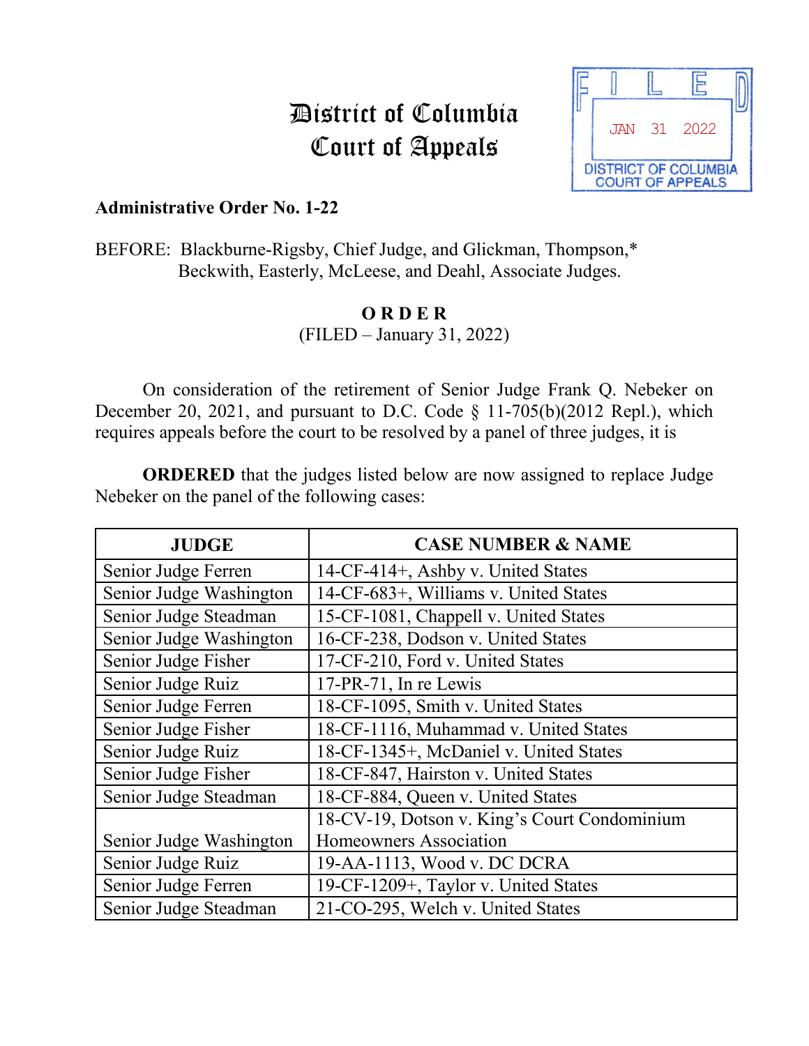# District of Columbia Court of Appeals

FILED
JAN 31 2022
DISTRICT OF COLUMBIA COURT OF APPEALS

**Administrative Order No. 1-22**

BEFORE: Blackburne-Rigsby, Chief Judge, and Glickman, Thompson,* Beckwith, Easterly, McLeese, and Deahl, Associate Judges.

**O R D E R**
(FILED – January 31, 2022)

On consideration of the retirement of Senior Judge Frank Q. Nebeker on December 20, 2021, and pursuant to D.C. Code § 11-705(b)(2012 Repl.), which requires appeals before the court to be resolved by a panel of three judges, it is

**ORDERED** that the judges listed below are now assigned to replace Judge Nebeker on the panel of the following cases:

| JUDGE | CASE NUMBER & NAME |
|---|---|
| Senior Judge Ferren | 14-CF-414+, Ashby v. United States |
| Senior Judge Washington | 14-CF-683+, Williams v. United States |
| Senior Judge Steadman | 15-CF-1081, Chappell v. United States |
| Senior Judge Washington | 16-CF-238, Dodson v. United States |
| Senior Judge Fisher | 17-CF-210, Ford v. United States |
| Senior Judge Ruiz | 17-PR-71, In re Lewis |
| Senior Judge Ferren | 18-CF-1095, Smith v. United States |
| Senior Judge Fisher | 18-CF-1116, Muhammad v. United States |
| Senior Judge Ruiz | 18-CF-1345+, McDaniel v. United States |
| Senior Judge Fisher | 18-CF-847, Hairston v. United States |
| Senior Judge Steadman | 18-CF-884, Queen v. United States |
| Senior Judge Washington | 18-CV-19, Dotson v. King's Court Condominium Homeowners Association |
| Senior Judge Ruiz | 19-AA-1113, Wood v. DC DCRA |
| Senior Judge Ferren | 19-CF-1209+, Taylor v. United States |
| Senior Judge Steadman | 21-CO-295, Welch v. United States |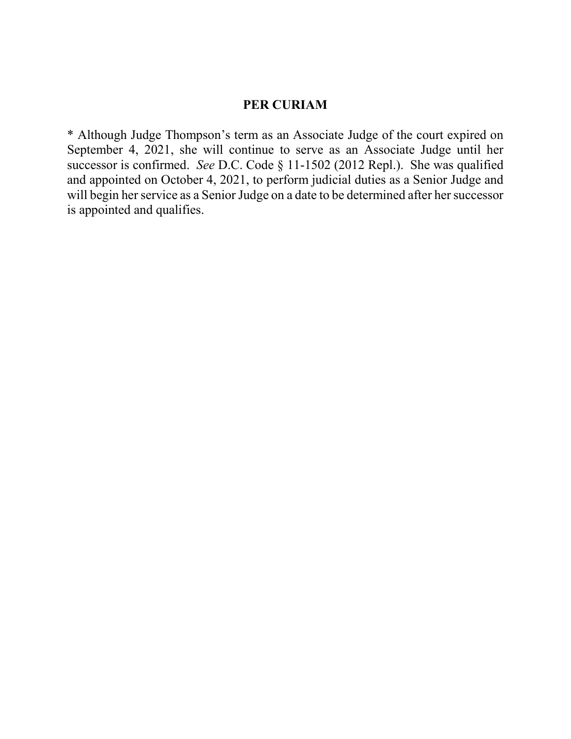**PER CURIAM**

* Although Judge Thompson's term as an Associate Judge of the court expired on September 4, 2021, she will continue to serve as an Associate Judge until her successor is confirmed. *See* D.C. Code § 11-1502 (2012 Repl.). She was qualified and appointed on October 4, 2021, to perform judicial duties as a Senior Judge and will begin her service as a Senior Judge on a date to be determined after her successor is appointed and qualifies.